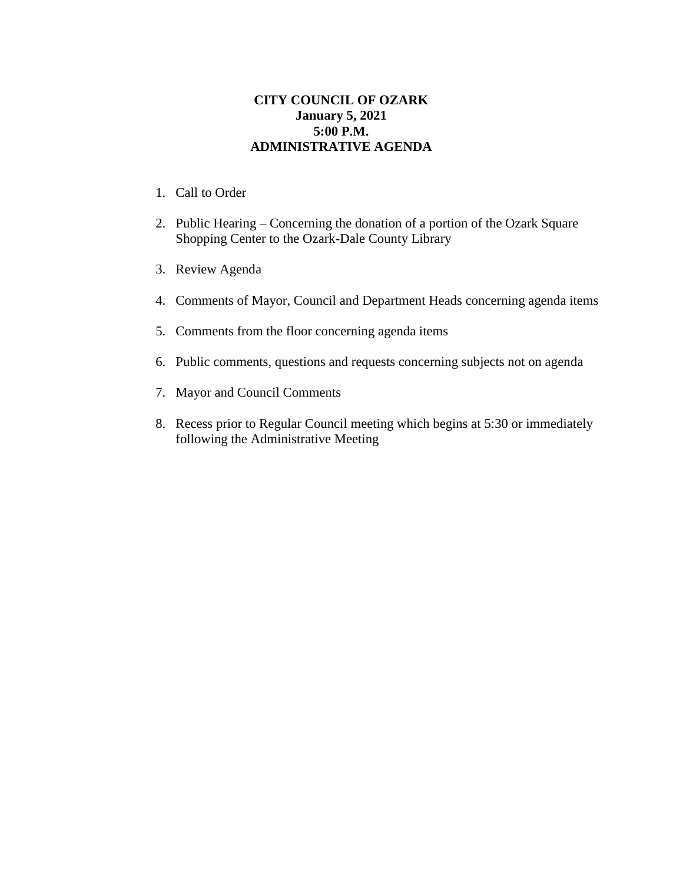**CITY COUNCIL OF OZARK**
**January 5, 2021**
**5:00 P.M.**
**ADMINISTRATIVE AGENDA**

1. Call to Order

2. Public Hearing – Concerning the donation of a portion of the Ozark Square Shopping Center to the Ozark-Dale County Library

3. Review Agenda

4. Comments of Mayor, Council and Department Heads concerning agenda items

5. Comments from the floor concerning agenda items

6. Public comments, questions and requests concerning subjects not on agenda

7. Mayor and Council Comments

8. Recess prior to Regular Council meeting which begins at 5:30 or immediately following the Administrative Meeting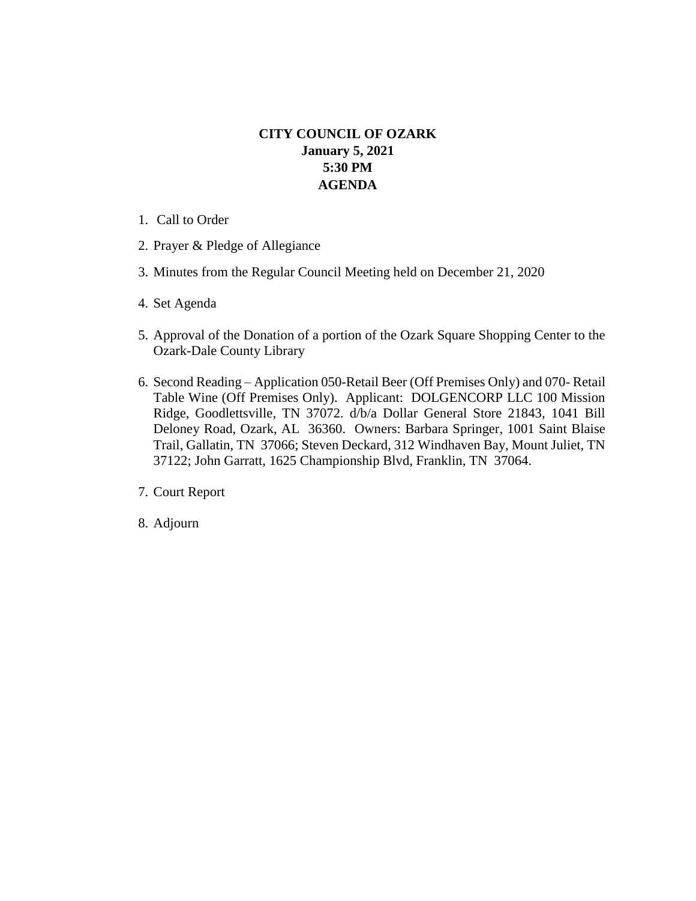**CITY COUNCIL OF OZARK**
**January 5, 2021**
**5:30 PM**
**AGENDA**

1. Call to Order
2. Prayer & Pledge of Allegiance
3. Minutes from the Regular Council Meeting held on December 21, 2020
4. Set Agenda
5. Approval of the Donation of a portion of the Ozark Square Shopping Center to the Ozark-Dale County Library
6. Second Reading – Application 050-Retail Beer (Off Premises Only) and 070- Retail Table Wine (Off Premises Only). Applicant: DOLGENCORP LLC 100 Mission Ridge, Goodlettsville, TN 37072. d/b/a Dollar General Store 21843, 1041 Bill Deloney Road, Ozark, AL 36360. Owners: Barbara Springer, 1001 Saint Blaise Trail, Gallatin, TN 37066; Steven Deckard, 312 Windhaven Bay, Mount Juliet, TN 37122; John Garratt, 1625 Championship Blvd, Franklin, TN 37064.
7. Court Report
8. Adjourn